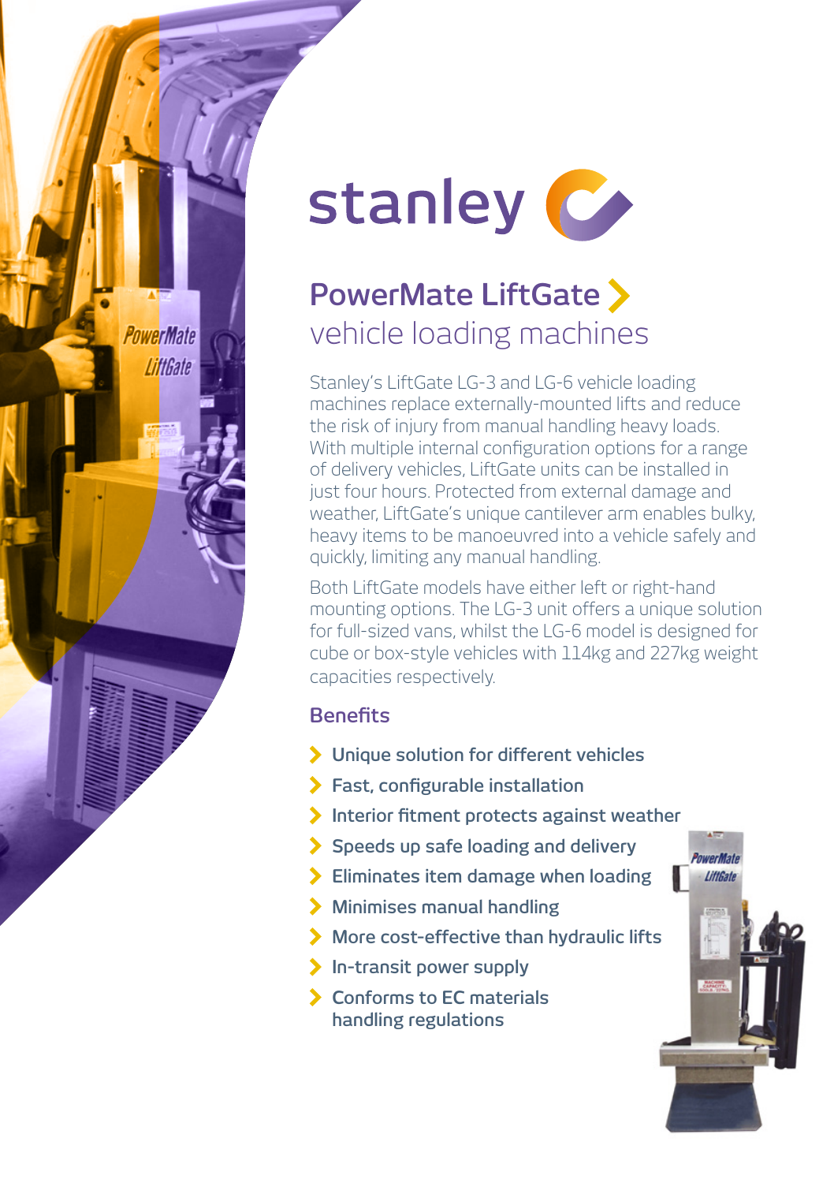# stanley

## PowerMate LiftGate
vehicle loading machines

Stanley's LiftGate LG-3 and LG-6 vehicle loading machines replace externally-mounted lifts and reduce the risk of injury from manual handling heavy loads. With multiple internal configuration options for a range of delivery vehicles, LiftGate units can be installed in just four hours. Protected from external damage and weather, LiftGate's unique cantilever arm enables bulky, heavy items to be manoeuvred into a vehicle safely and quickly, limiting any manual handling.

Both LiftGate models have either left or right-hand mounting options. The LG-3 unit offers a unique solution for full-sized vans, whilst the LG-6 model is designed for cube or box-style vehicles with 114kg and 227kg weight capacities respectively.

### Benefits

- Unique solution for different vehicles
- Fast, configurable installation
- Interior fitment protects against weather
- Speeds up safe loading and delivery
- Eliminates item damage when loading
- Minimises manual handling
- More cost-effective than hydraulic lifts
- In-transit power supply
- Conforms to EC materials handling regulations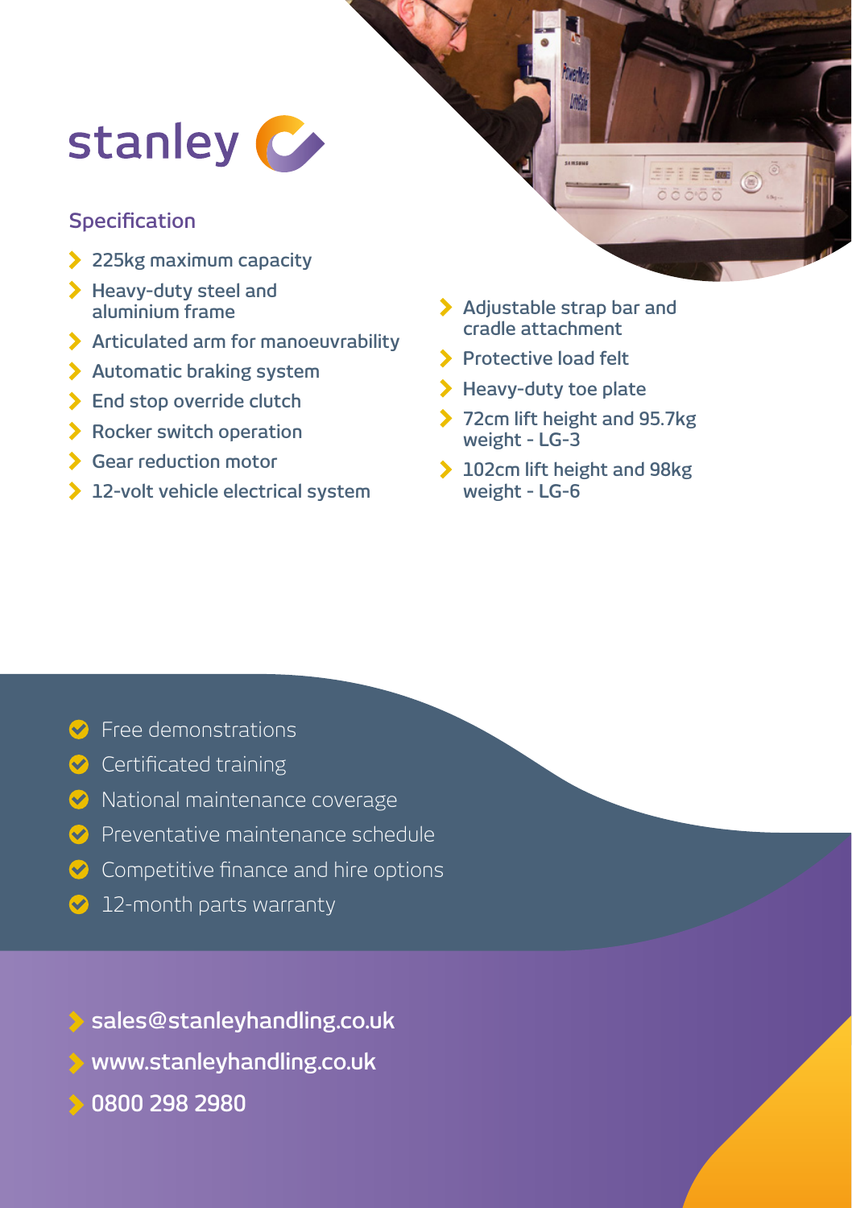stanley

## Specification

- 225kg maximum capacity
- Heavy-duty steel and aluminium frame
- Articulated arm for manoeuvrability
- Automatic braking system
- End stop override clutch
- Rocker switch operation
- Gear reduction motor
- 12-volt vehicle electrical system
- Adjustable strap bar and cradle attachment
- Protective load felt
- Heavy-duty toe plate
- 72cm lift height and 95.7kg weight - LG-3
- 102cm lift height and 98kg weight - LG-6

- Free demonstrations
- Certificated training
- National maintenance coverage
- Preventative maintenance schedule
- Competitive finance and hire options
- 12-month parts warranty

- **sales@stanleyhandling.co.uk**
- **www.stanleyhandling.co.uk**
- **0800 298 2980**